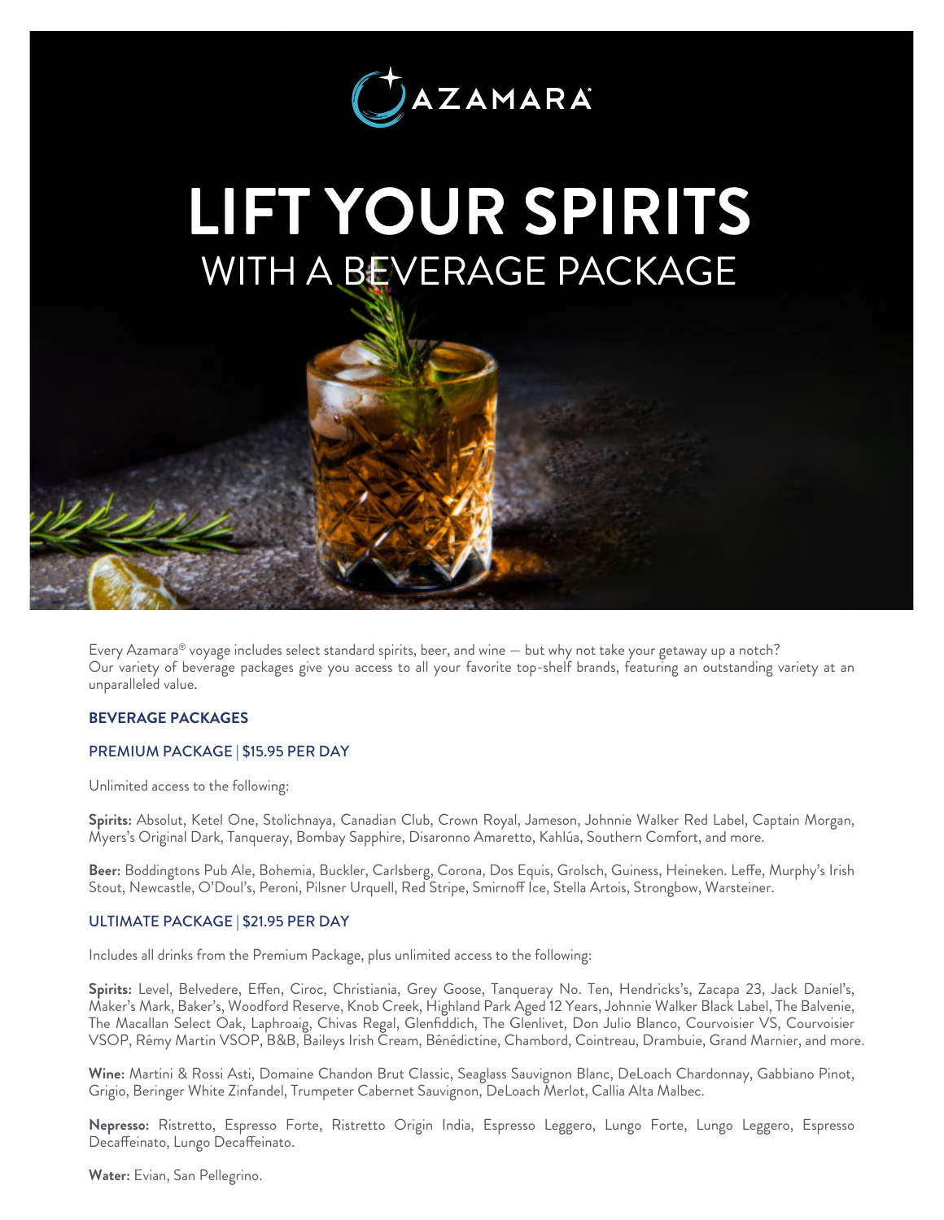AZAMARA®

# LIFT YOUR SPIRITS

## WITH A BEVERAGE PACKAGE

Every Azamara® voyage includes select standard spirits, beer, and wine — but why not take your getaway up a notch? Our variety of beverage packages give you access to all your favorite top-shelf brands, featuring an outstanding variety at an unparalleled value.

### BEVERAGE PACKAGES

#### PREMIUM PACKAGE | $15.95 PER DAY

Unlimited access to the following:

**Spirits:** Absolut, Ketel One, Stolichnaya, Canadian Club, Crown Royal, Jameson, Johnnie Walker Red Label, Captain Morgan, Myers's Original Dark, Tanqueray, Bombay Sapphire, Disaronno Amaretto, Kahlúa, Southern Comfort, and more.

**Beer:** Boddingtons Pub Ale, Bohemia, Buckler, Carlsberg, Corona, Dos Equis, Grolsch, Guiness, Heineken. Leffe, Murphy's Irish Stout, Newcastle, O'Doul's, Peroni, Pilsner Urquell, Red Stripe, Smirnoff Ice, Stella Artois, Strongbow, Warsteiner.

#### ULTIMATE PACKAGE | $21.95 PER DAY

Includes all drinks from the Premium Package, plus unlimited access to the following:

**Spirits:** Level, Belvedere, Effen, Ciroc, Christiania, Grey Goose, Tanqueray No. Ten, Hendricks's, Zacapa 23, Jack Daniel's, Maker's Mark, Baker's, Woodford Reserve, Knob Creek, Highland Park Aged 12 Years, Johnnie Walker Black Label, The Balvenie, The Macallan Select Oak, Laphroaig, Chivas Regal, Glenfiddich, The Glenlivet, Don Julio Blanco, Courvoisier VS, Courvoisier VSOP, Rémy Martin VSOP, B&B, Baileys Irish Cream, Bénédictine, Chambord, Cointreau, Drambuie, Grand Marnier, and more.

**Wine:** Martini & Rossi Asti, Domaine Chandon Brut Classic, Seaglass Sauvignon Blanc, DeLoach Chardonnay, Gabbiano Pinot, Grigio, Beringer White Zinfandel, Trumpeter Cabernet Sauvignon, DeLoach Merlot, Callia Alta Malbec.

**Nepresso:** Ristretto, Espresso Forte, Ristretto Origin India, Espresso Leggero, Lungo Forte, Lungo Leggero, Espresso Decaffeinato, Lungo Decaffeinato.

**Water:** Evian, San Pellegrino.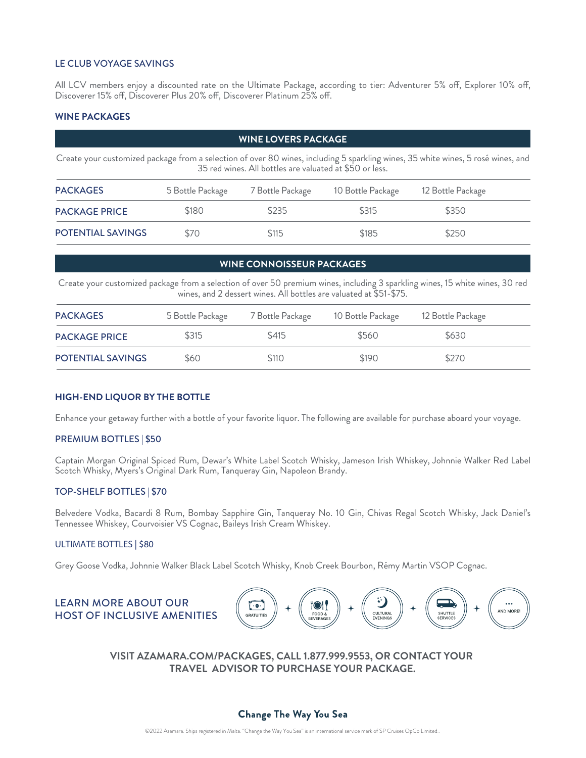## LE CLUB VOYAGE SAVINGS

All LCV members enjoy a discounted rate on the Ultimate Package, according to tier: Adventurer 5% off, Explorer 10% off, Discoverer 15% off, Discoverer Plus 20% off, Discoverer Platinum 25% off.

## WINE PACKAGES

### WINE LOVERS PACKAGE

Create your customized package from a selection of over 80 wines, including 5 sparkling wines, 35 white wines, 5 rosé wines, and 35 red wines. All bottles are valuated at $50 or less.

| PACKAGES | 5 Bottle Package | 7 Bottle Package | 10 Bottle Package | 12 Bottle Package |
|---|---|---|---|---|
| PACKAGE PRICE | $180 | $235 | $315 | $350 |
| POTENTIAL SAVINGS | $70 | $115 | $185 | $250 |

### WINE CONNOISSEUR PACKAGES

Create your customized package from a selection of over 50 premium wines, including 3 sparkling wines, 15 white wines, 30 red wines, and 2 dessert wines. All bottles are valuated at $51-$75.

| PACKAGES | 5 Bottle Package | 7 Bottle Package | 10 Bottle Package | 12 Bottle Package |
|---|---|---|---|---|
| PACKAGE PRICE | $315 | $415 | $560 | $630 |
| POTENTIAL SAVINGS | $60 | $110 | $190 | $270 |

## HIGH-END LIQUOR BY THE BOTTLE

Enhance your getaway further with a bottle of your favorite liquor. The following are available for purchase aboard your voyage.

### PREMIUM BOTTLES | $50

Captain Morgan Original Spiced Rum, Dewar's White Label Scotch Whisky, Jameson Irish Whiskey, Johnnie Walker Red Label Scotch Whisky, Myers's Original Dark Rum, Tanqueray Gin, Napoleon Brandy.

### TOP-SHELF BOTTLES | $70

Belvedere Vodka, Bacardi 8 Rum, Bombay Sapphire Gin, Tanqueray No. 10 Gin, Chivas Regal Scotch Whisky, Jack Daniel's Tennessee Whiskey, Courvoisier VS Cognac, Baileys Irish Cream Whiskey.

### ULTIMATE BOTTLES | $80

Grey Goose Vodka, Johnnie Walker Black Label Scotch Whisky, Knob Creek Bourbon, Rémy Martin VSOP Cognac.

## LEARN MORE ABOUT OUR HOST OF INCLUSIVE AMENITIES

GRATUITIES + FOOD & BEVERAGES + CULTURAL EVENINGS + SHUTTLE SERVICES + AND MORE!

**VISIT AZAMARA.COM/PACKAGES, CALL 1.877.999.9553, OR CONTACT YOUR TRAVEL ADVISOR TO PURCHASE YOUR PACKAGE.**

**Change The Way You Sea**

©2022 Azamara. Ships registered in Malta. "Change the Way You Sea" is an international service mark of SP Cruises OpCo Limited.